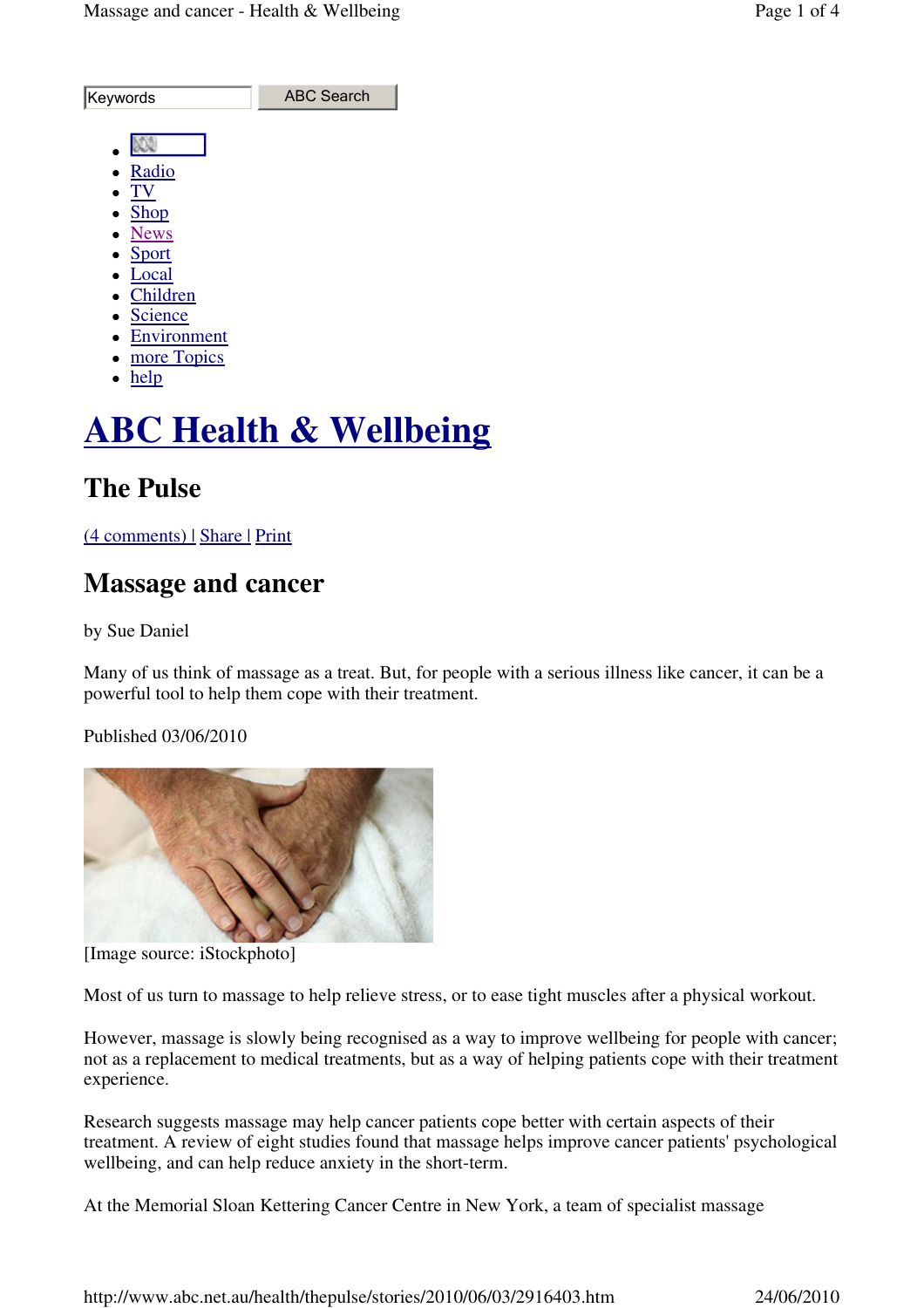Keywords ABC Search

- Radio
- TV
- Shop
- News
- Sport
- Local
- Children
- Science
- Environment
- more Topics
- help

# ABC Health & Wellbeing

## The Pulse

(4 comments) | Share | Print

## Massage and cancer

by Sue Daniel

Many of us think of massage as a treat. But, for people with a serious illness like cancer, it can be a powerful tool to help them cope with their treatment.

Published 03/06/2010

[Image source: iStockphoto]

Most of us turn to massage to help relieve stress, or to ease tight muscles after a physical workout.

However, massage is slowly being recognised as a way to improve wellbeing for people with cancer; not as a replacement to medical treatments, but as a way of helping patients cope with their treatment experience.

Research suggests massage may help cancer patients cope better with certain aspects of their treatment. A review of eight studies found that massage helps improve cancer patients' psychological wellbeing, and can help reduce anxiety in the short-term.

At the Memorial Sloan Kettering Cancer Centre in New York, a team of specialist massage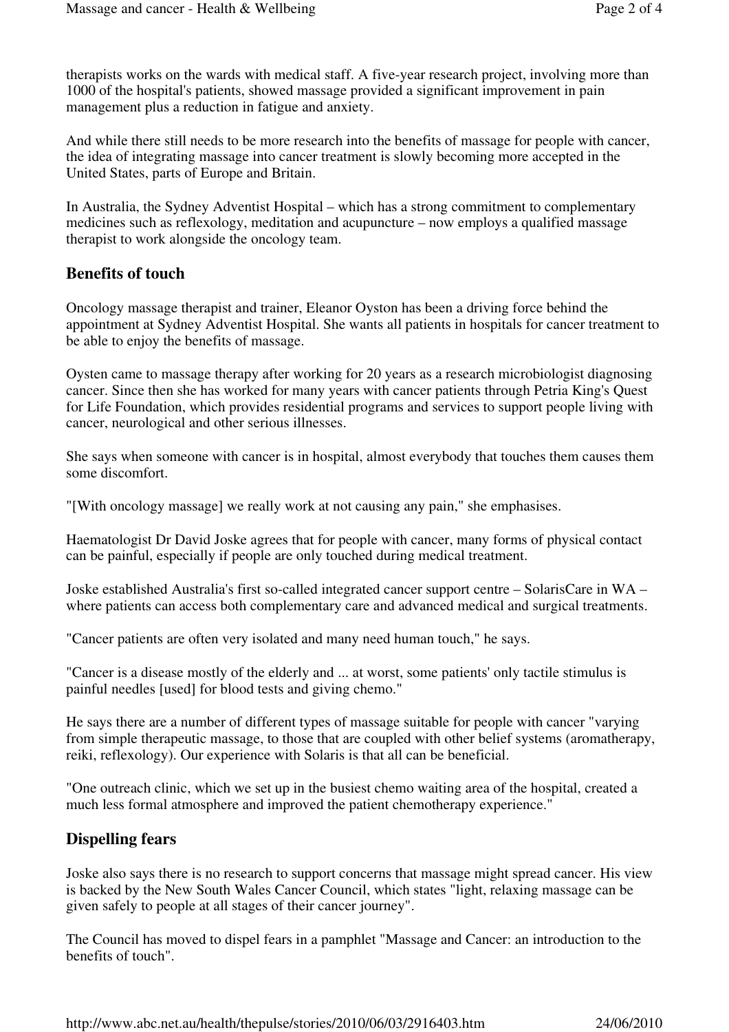therapists works on the wards with medical staff. A five-year research project, involving more than 1000 of the hospital's patients, showed massage provided a significant improvement in pain management plus a reduction in fatigue and anxiety.

And while there still needs to be more research into the benefits of massage for people with cancer, the idea of integrating massage into cancer treatment is slowly becoming more accepted in the United States, parts of Europe and Britain.

In Australia, the Sydney Adventist Hospital – which has a strong commitment to complementary medicines such as reflexology, meditation and acupuncture – now employs a qualified massage therapist to work alongside the oncology team.

## Benefits of touch

Oncology massage therapist and trainer, Eleanor Oyston has been a driving force behind the appointment at Sydney Adventist Hospital. She wants all patients in hospitals for cancer treatment to be able to enjoy the benefits of massage.

Oysten came to massage therapy after working for 20 years as a research microbiologist diagnosing cancer. Since then she has worked for many years with cancer patients through Petria King's Quest for Life Foundation, which provides residential programs and services to support people living with cancer, neurological and other serious illnesses.

She says when someone with cancer is in hospital, almost everybody that touches them causes them some discomfort.

"[With oncology massage] we really work at not causing any pain," she emphasises.

Haematologist Dr David Joske agrees that for people with cancer, many forms of physical contact can be painful, especially if people are only touched during medical treatment.

Joske established Australia's first so-called integrated cancer support centre – SolarisCare in WA – where patients can access both complementary care and advanced medical and surgical treatments.

"Cancer patients are often very isolated and many need human touch," he says.

"Cancer is a disease mostly of the elderly and ... at worst, some patients' only tactile stimulus is painful needles [used] for blood tests and giving chemo."

He says there are a number of different types of massage suitable for people with cancer "varying from simple therapeutic massage, to those that are coupled with other belief systems (aromatherapy, reiki, reflexology). Our experience with Solaris is that all can be beneficial.

"One outreach clinic, which we set up in the busiest chemo waiting area of the hospital, created a much less formal atmosphere and improved the patient chemotherapy experience."

## Dispelling fears

Joske also says there is no research to support concerns that massage might spread cancer. His view is backed by the New South Wales Cancer Council, which states "light, relaxing massage can be given safely to people at all stages of their cancer journey".

The Council has moved to dispel fears in a pamphlet "Massage and Cancer: an introduction to the benefits of touch".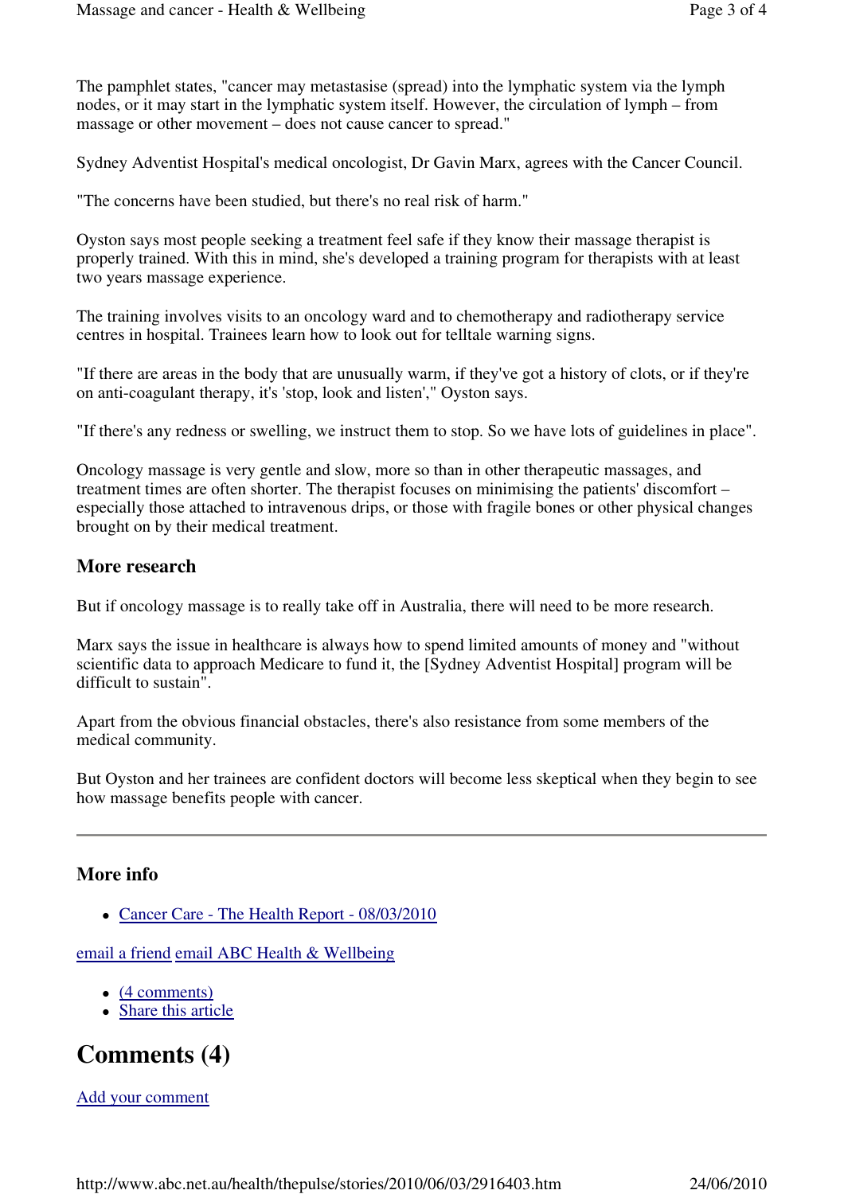The pamphlet states, "cancer may metastasise (spread) into the lymphatic system via the lymph nodes, or it may start in the lymphatic system itself. However, the circulation of lymph – from massage or other movement – does not cause cancer to spread."

Sydney Adventist Hospital's medical oncologist, Dr Gavin Marx, agrees with the Cancer Council.

"The concerns have been studied, but there's no real risk of harm."

Oyston says most people seeking a treatment feel safe if they know their massage therapist is properly trained. With this in mind, she's developed a training program for therapists with at least two years massage experience.

The training involves visits to an oncology ward and to chemotherapy and radiotherapy service centres in hospital. Trainees learn how to look out for telltale warning signs.

"If there are areas in the body that are unusually warm, if they've got a history of clots, or if they're on anti-coagulant therapy, it's 'stop, look and listen'," Oyston says.

"If there's any redness or swelling, we instruct them to stop. So we have lots of guidelines in place".

Oncology massage is very gentle and slow, more so than in other therapeutic massages, and treatment times are often shorter. The therapist focuses on minimising the patients' discomfort – especially those attached to intravenous drips, or those with fragile bones or other physical changes brought on by their medical treatment.

### More research

But if oncology massage is to really take off in Australia, there will need to be more research.

Marx says the issue in healthcare is always how to spend limited amounts of money and "without scientific data to approach Medicare to fund it, the [Sydney Adventist Hospital] program will be difficult to sustain".

Apart from the obvious financial obstacles, there's also resistance from some members of the medical community.

But Oyston and her trainees are confident doctors will become less skeptical when they begin to see how massage benefits people with cancer.

---

### More info

- Cancer Care - The Health Report - 08/03/2010

email a friend email ABC Health & Wellbeing

- (4 comments)
- Share this article

## Comments (4)

Add your comment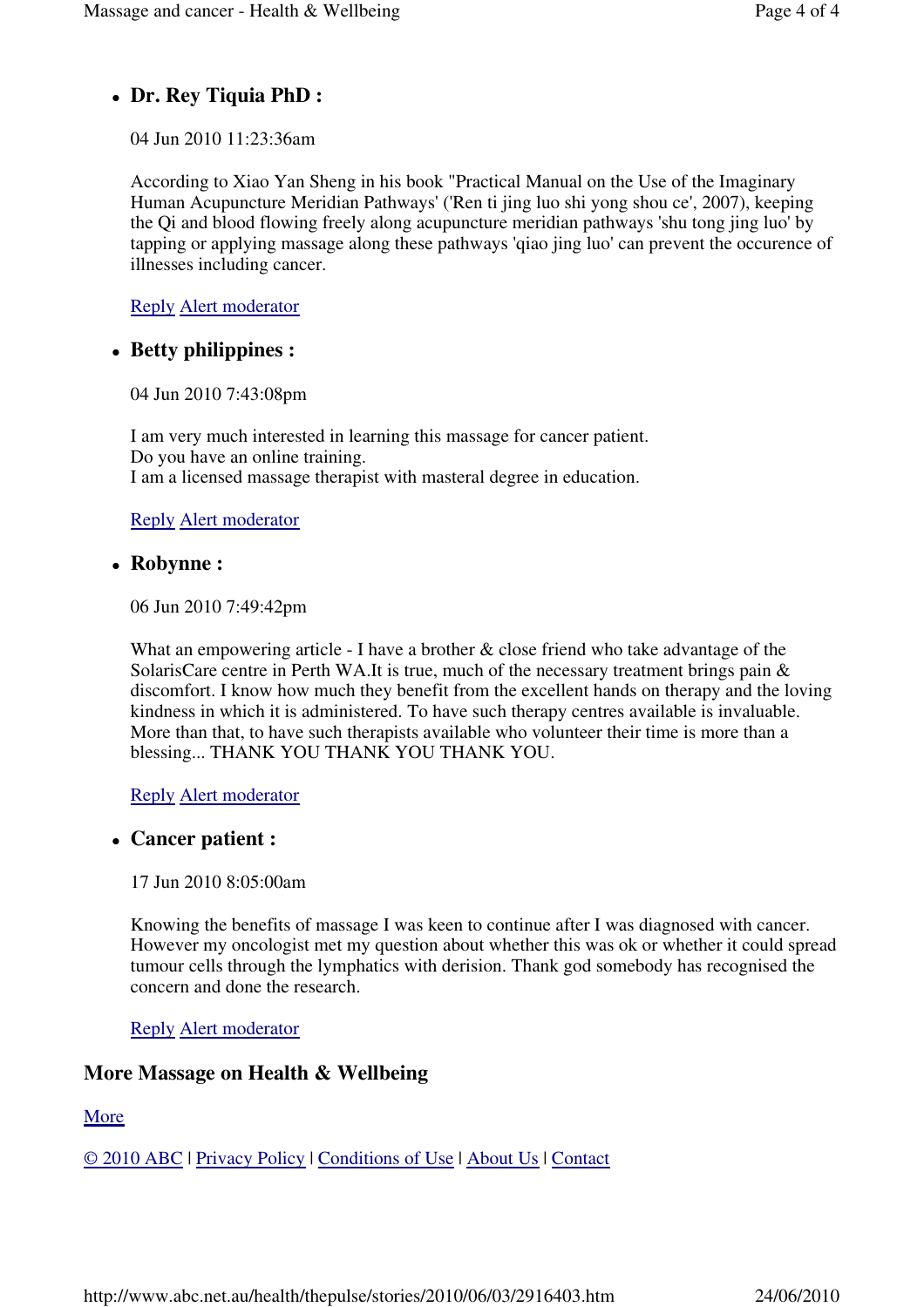- **Dr. Rey Tiquia PhD :**

  04 Jun 2010 11:23:36am

  According to Xiao Yan Sheng in his book "Practical Manual on the Use of the Imaginary Human Acupuncture Meridian Pathways' ('Ren ti jing luo shi yong shou ce', 2007), keeping the Qi and blood flowing freely along acupuncture meridian pathways 'shu tong jing luo' by tapping or applying massage along these pathways 'qiao jing luo' can prevent the occurence of illnesses including cancer.

  Reply Alert moderator

- **Betty philippines :**

  04 Jun 2010 7:43:08pm

  I am very much interested in learning this massage for cancer patient.
  Do you have an online training.
  I am a licensed massage therapist with masteral degree in education.

  Reply Alert moderator

- **Robynne :**

  06 Jun 2010 7:49:42pm

  What an empowering article - I have a brother & close friend who take advantage of the SolarisCare centre in Perth WA.It is true, much of the necessary treatment brings pain & discomfort. I know how much they benefit from the excellent hands on therapy and the loving kindness in which it is administered. To have such therapy centres available is invaluable. More than that, to have such therapists available who volunteer their time is more than a blessing... THANK YOU THANK YOU THANK YOU.

  Reply Alert moderator

- **Cancer patient :**

  17 Jun 2010 8:05:00am

  Knowing the benefits of massage I was keen to continue after I was diagnosed with cancer. However my oncologist met my question about whether this was ok or whether it could spread tumour cells through the lymphatics with derision. Thank god somebody has recognised the concern and done the research.

  Reply Alert moderator

## More Massage on Health & Wellbeing

More

© 2010 ABC | Privacy Policy | Conditions of Use | About Us | Contact